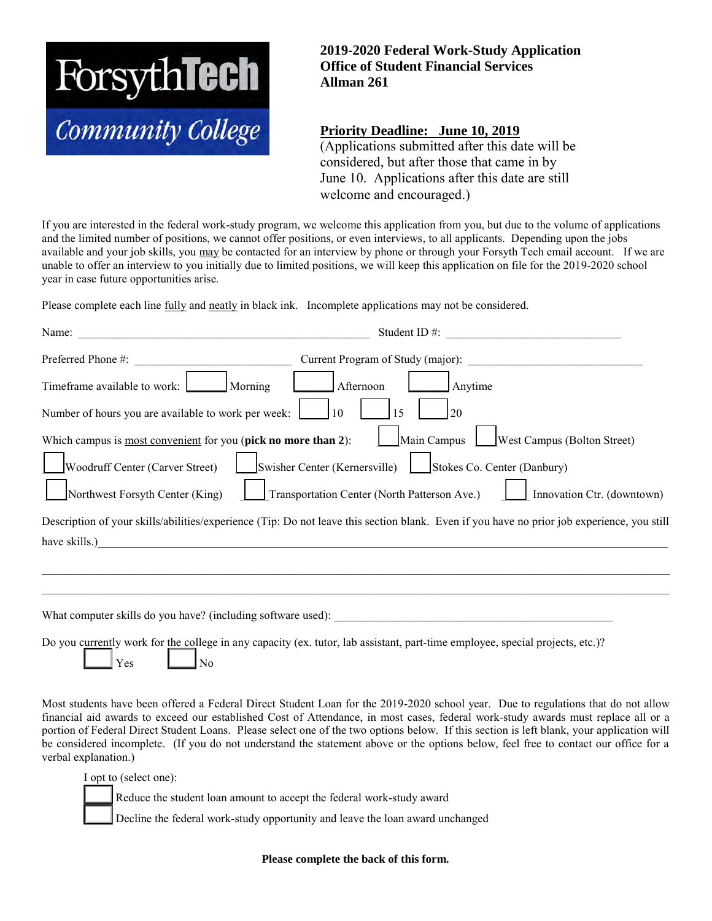ForsythTech Community College

**2019-2020 Federal Work-Study Application**
**Office of Student Financial Services**
**Allman 261**

**Priority Deadline: June 10, 2019**
(Applications submitted after this date will be considered, but after those that came in by June 10. Applications after this date are still welcome and encouraged.)

If you are interested in the federal work-study program, we welcome this application from you, but due to the volume of applications and the limited number of positions, we cannot offer positions, or even interviews, to all applicants. Depending upon the jobs available and your job skills, you may be contacted for an interview by phone or through your Forsyth Tech email account. If we are unable to offer an interview to you initially due to limited positions, we will keep this application on file for the 2019-2020 school year in case future opportunities arise.

Please complete each line fully and neatly in black ink. Incomplete applications may not be considered.

Name: ______________________________ Student ID #: ______________________

Preferred Phone #: ____________________ Current Program of Study (major): ______________________

Timeframe available to work: ☐ Morning ☐ Afternoon ☐ Anytime

Number of hours you are available to work per week: ☐ 10 ☐ 15 ☐ 20

Which campus is most convenient for you (**pick no more than 2**): ☐ Main Campus ☐ West Campus (Bolton Street) ☐ Woodruff Center (Carver Street) ☐ Swisher Center (Kernersville) ☐ Stokes Co. Center (Danbury) ☐ Northwest Forsyth Center (King) ☐ Transportation Center (North Patterson Ave.) ☐ Innovation Ctr. (downtown)

Description of your skills/abilities/experience (Tip: Do not leave this section blank. Even if you have no prior job experience, you still have skills.)______________________________________________

______________________________________________________________________

______________________________________________________________________

What computer skills do you have? (including software used): ______________________________

Do you currently work for the college in any capacity (ex. tutor, lab assistant, part-time employee, special projects, etc.)?

☐ Yes ☐ No

Most students have been offered a Federal Direct Student Loan for the 2019-2020 school year. Due to regulations that do not allow financial aid awards to exceed our established Cost of Attendance, in most cases, federal work-study awards must replace all or a portion of Federal Direct Student Loans. Please select one of the two options below. If this section is left blank, your application will be considered incomplete. (If you do not understand the statement above or the options below, feel free to contact our office for a verbal explanation.)

I opt to (select one):

☐ Reduce the student loan amount to accept the federal work-study award
☐ Decline the federal work-study opportunity and leave the loan award unchanged

**Please complete the back of this form.**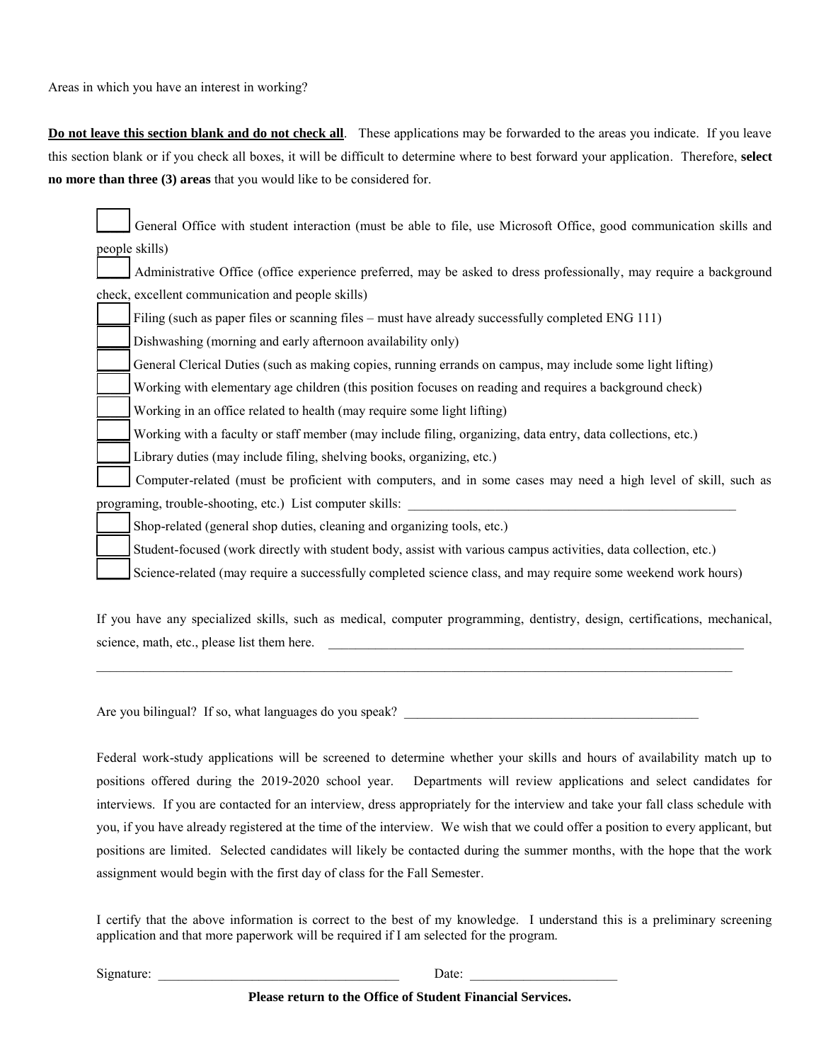Areas in which you have an interest in working?

**Do not leave this section blank and do not check all**. These applications may be forwarded to the areas you indicate. If you leave this section blank or if you check all boxes, it will be difficult to determine where to best forward your application. Therefore, **select no more than three (3) areas** that you would like to be considered for.

- ☐ General Office with student interaction (must be able to file, use Microsoft Office, good communication skills and people skills)
- ☐ Administrative Office (office experience preferred, may be asked to dress professionally, may require a background check, excellent communication and people skills)
- ☐ Filing (such as paper files or scanning files – must have already successfully completed ENG 111)
- ☐ Dishwashing (morning and early afternoon availability only)
- ☐ General Clerical Duties (such as making copies, running errands on campus, may include some light lifting)
- ☐ Working with elementary age children (this position focuses on reading and requires a background check)
- ☐ Working in an office related to health (may require some light lifting)
- ☐ Working with a faculty or staff member (may include filing, organizing, data entry, data collections, etc.)
- ☐ Library duties (may include filing, shelving books, organizing, etc.)
- ☐ Computer-related (must be proficient with computers, and in some cases may need a high level of skill, such as programing, trouble-shooting, etc.) List computer skills: ____________________________________________________
- ☐ Shop-related (general shop duties, cleaning and organizing tools, etc.)
- ☐ Student-focused (work directly with student body, assist with various campus activities, data collection, etc.)
- ☐ Science-related (may require a successfully completed science class, and may require some weekend work hours)

If you have any specialized skills, such as medical, computer programming, dentistry, design, certifications, mechanical, science, math, etc., please list them here. ________________________________________________________________

________________________________________________________________________________________________________

Are you bilingual? If so, what languages do you speak? ______________________________________________

Federal work-study applications will be screened to determine whether your skills and hours of availability match up to positions offered during the 2019-2020 school year. Departments will review applications and select candidates for interviews. If you are contacted for an interview, dress appropriately for the interview and take your fall class schedule with you, if you have already registered at the time of the interview. We wish that we could offer a position to every applicant, but positions are limited. Selected candidates will likely be contacted during the summer months, with the hope that the work assignment would begin with the first day of class for the Fall Semester.

I certify that the above information is correct to the best of my knowledge. I understand this is a preliminary screening application and that more paperwork will be required if I am selected for the program.

Signature: ____________________________________ Date: ______________________

**Please return to the Office of Student Financial Services.**